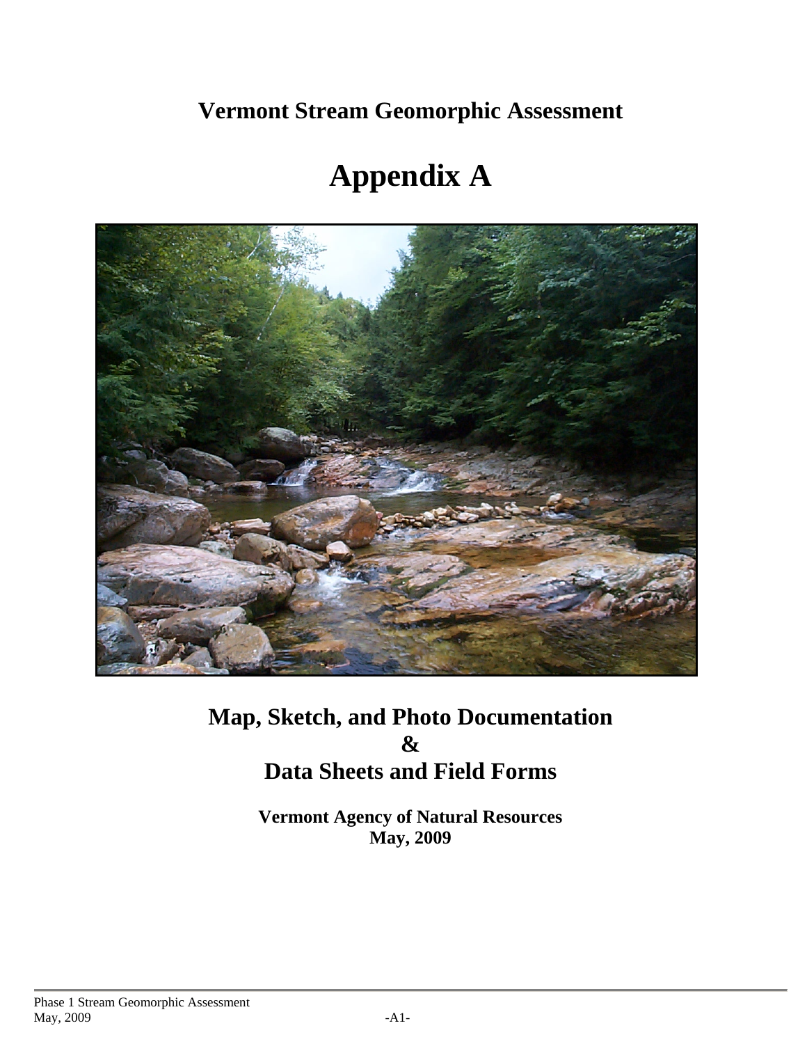# Vermont Stream Geomorphic Assessment

# Appendix A

## Map, Sketch, and Photo Documentation
## &
## Data Sheets and Field Forms

**Vermont Agency of Natural Resources**
**May, 2009**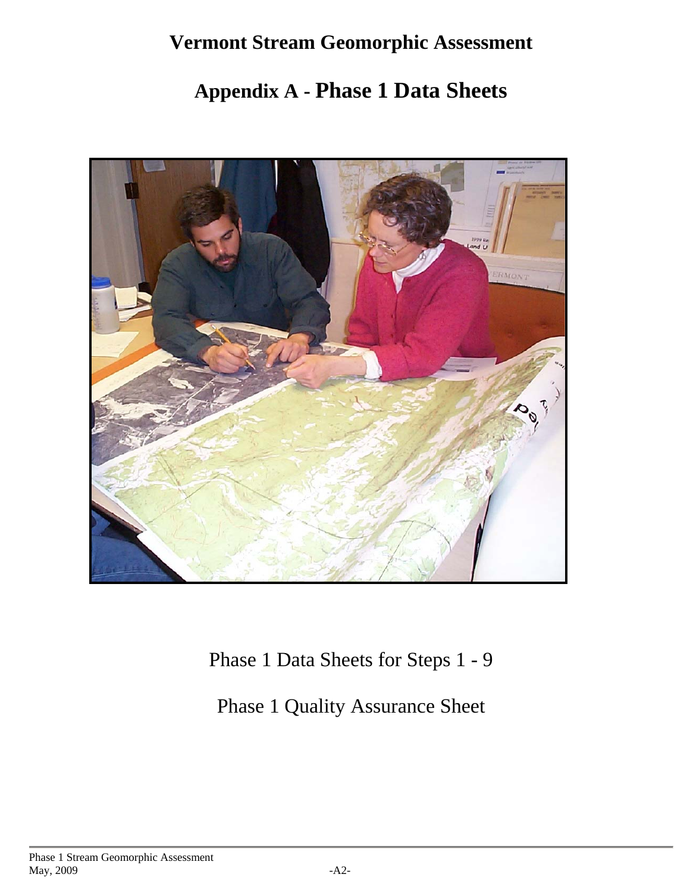# Vermont Stream Geomorphic Assessment

## Appendix A - Phase 1 Data Sheets

Phase 1 Data Sheets for Steps 1 - 9

Phase 1 Quality Assurance Sheet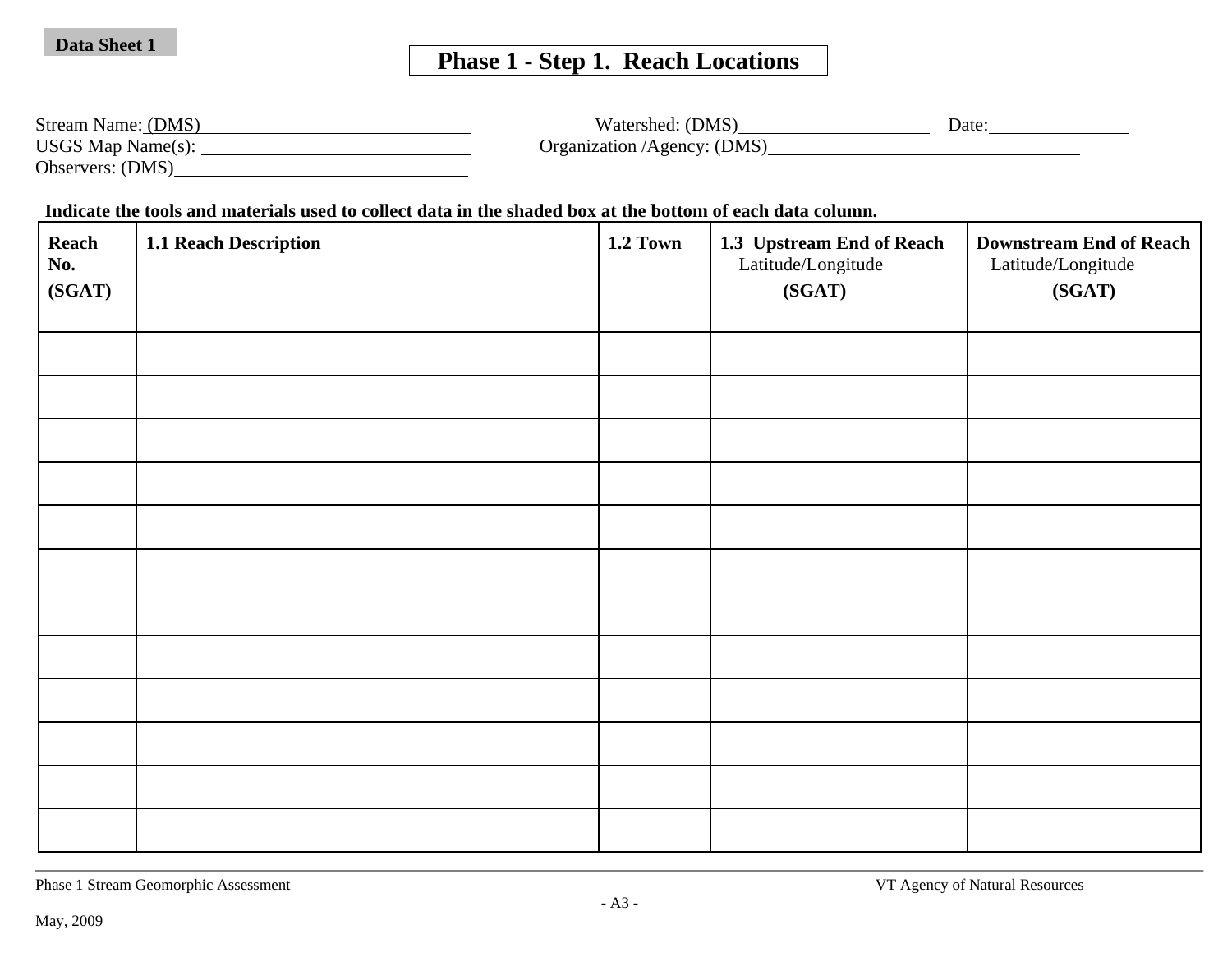Data Sheet 1

# Phase 1 - Step 1. Reach Locations

Stream Name: (DMS)_______________________________ Watershed: (DMS)_____________________ Date:_______________

USGS Map Name(s): ______________________________ Organization /Agency: (DMS)__________________________________

Observers: (DMS)________________________________

**Indicate the tools and materials used to collect data in the shaded box at the bottom of each data column.**

| **Reach No. (SGAT)** | **1.1 Reach Description** | **1.2 Town** | **1.3 Upstream End of Reach** Latitude/Longitude **(SGAT)** | | **Downstream End of Reach** Latitude/Longitude **(SGAT)** | |
|---|---|---|---|---|---|---|
| | | | | | | |
| | | | | | | |
| | | | | | | |
| | | | | | | |
| | | | | | | |
| | | | | | | |
| | | | | | | |
| | | | | | | |
| | | | | | | |
| | | | | | | |
| | | | | | | |
| | | | | | | |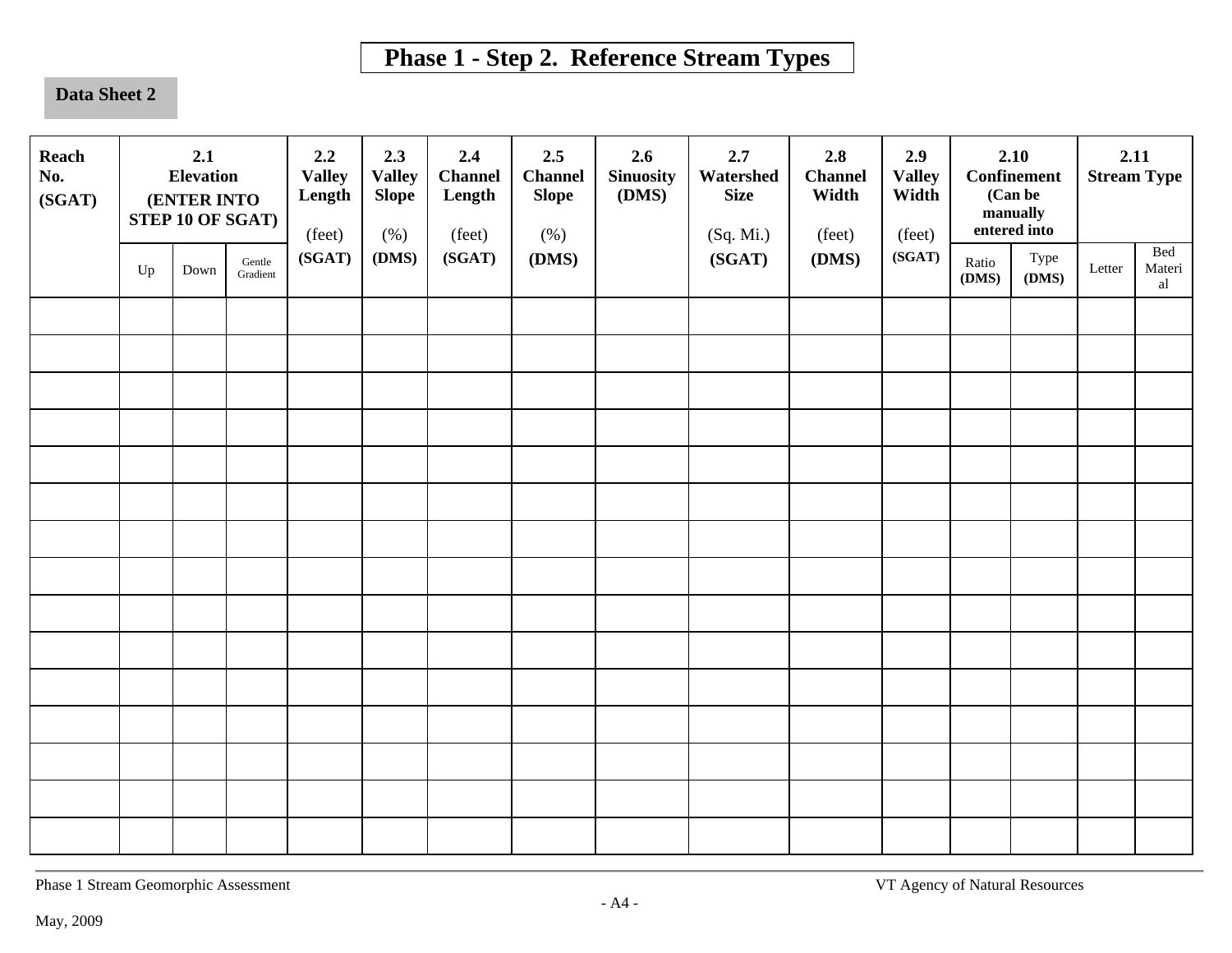# Phase 1 - Step 2. Reference Stream Types

**Data Sheet 2**

| **Reach No. (SGAT)** | **2.1 Elevation (ENTER INTO STEP 10 OF SGAT)** | | | **2.2 Valley Length** (feet) **(SGAT)** | **2.3 Valley Slope** (%) **(DMS)** | **2.4 Channel Length** (feet) **(SGAT)** | **2.5 Channel Slope** (%) **(DMS)** | **2.6 Sinuosity (DMS)** | **2.7 Watershed Size** (Sq. Mi.) **(SGAT)** | **2.8 Channel Width** (feet) **(DMS)** | **2.9 Valley Width** (feet) **(SGAT)** | **2.10 Confinement (Can be manually entered into** | | **2.11 Stream Type** | |
|---|---|---|---|---|---|---|---|---|---|---|---|---|---|---|---|
| | Up | Down | Gentle Gradient | | | | | | | | | Ratio **(DMS)** | Type **(DMS)** | Letter | Bed Material |
| | | | | | | | | | | | | | | | |
| | | | | | | | | | | | | | | | |
| | | | | | | | | | | | | | | | |
| | | | | | | | | | | | | | | | |
| | | | | | | | | | | | | | | | |
| | | | | | | | | | | | | | | | |
| | | | | | | | | | | | | | | | |
| | | | | | | | | | | | | | | | |
| | | | | | | | | | | | | | | | |
| | | | | | | | | | | | | | | | |
| | | | | | | | | | | | | | | | |
| | | | | | | | | | | | | | | | |
| | | | | | | | | | | | | | | | |
| | | | | | | | | | | | | | | | |
| | | | | | | | | | | | | | | | |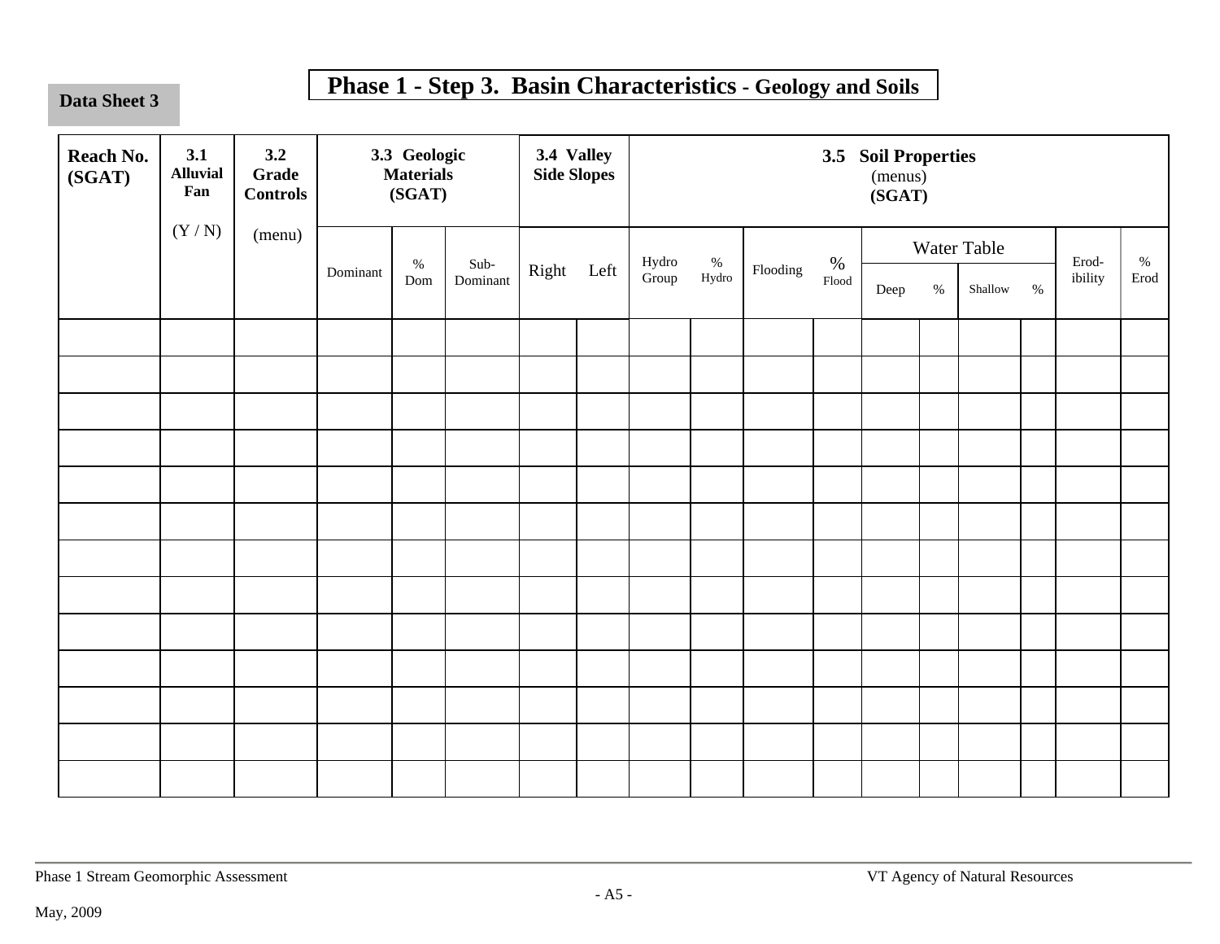**Data Sheet 3**

# Phase 1 - Step 3. Basin Characteristics - Geology and Soils

| Reach No. (SGAT) | 3.1 Alluvial Fan (Y / N) | 3.2 Grade Controls (menu) | 3.3 Geologic Materials (SGAT) | | | 3.4 Valley Side Slopes | | 3.5 Soil Properties (menus) (SGAT) | | | | | | | | | |
|---|---|---|---|---|---|---|---|---|---|---|---|---|---|---|---|---|---|
| | | | | | | | | | | | | Water Table | | | | | |
| | | | Dominant | % Dom | Sub-Dominant | Right | Left | Hydro Group | % Hydro | Flooding | % Flood | Deep | % | Shallow | % | Erod-ibility | % Erod |
| | | | | | | | | | | | | | | | | | |
| | | | | | | | | | | | | | | | | | |
| | | | | | | | | | | | | | | | | | |
| | | | | | | | | | | | | | | | | | |
| | | | | | | | | | | | | | | | | | |
| | | | | | | | | | | | | | | | | | |
| | | | | | | | | | | | | | | | | | |
| | | | | | | | | | | | | | | | | | |
| | | | | | | | | | | | | | | | | | |
| | | | | | | | | | | | | | | | | | |
| | | | | | | | | | | | | | | | | | |
| | | | | | | | | | | | | | | | | | |
| | | | | | | | | | | | | | | | | | |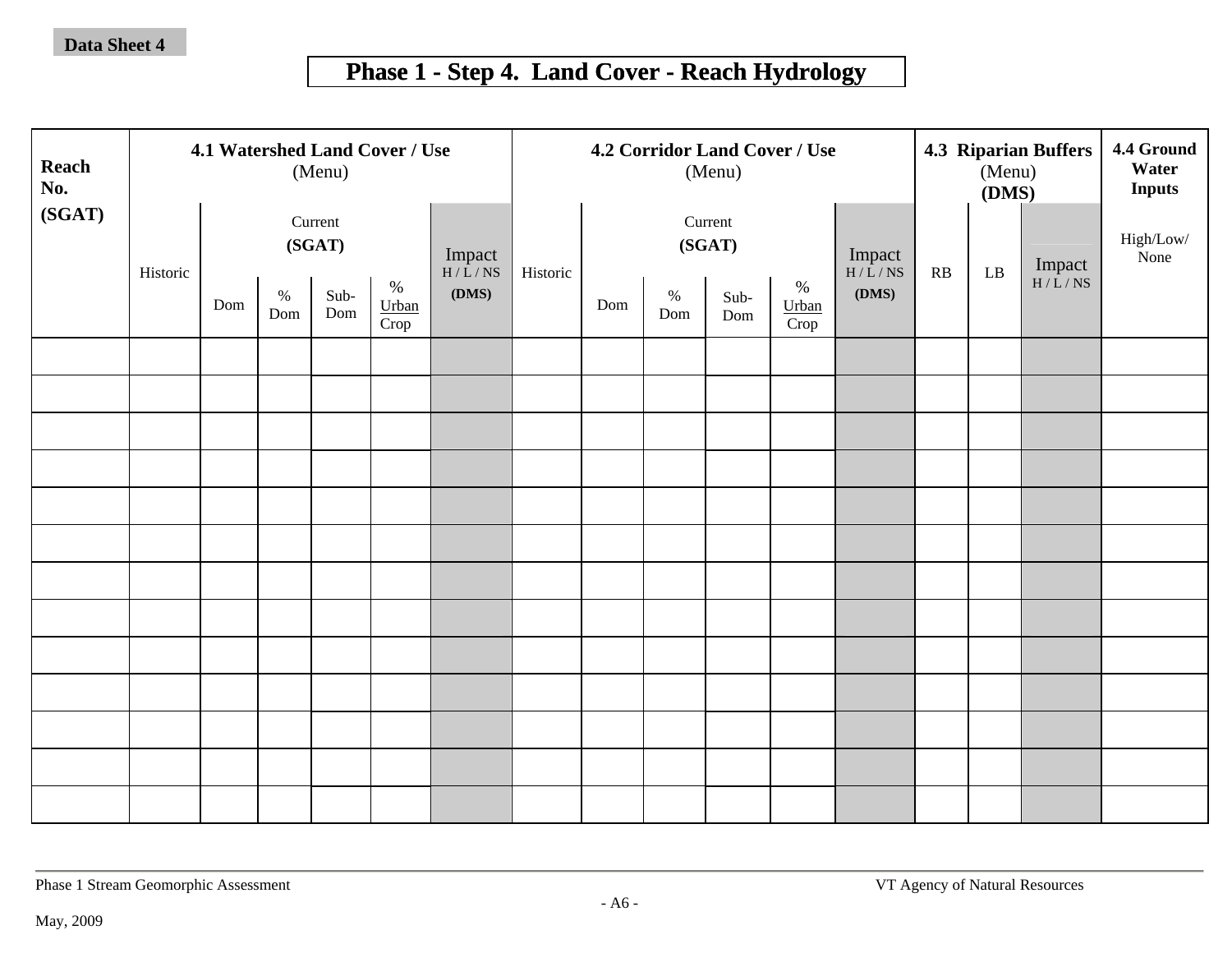**Data Sheet 4**

# Phase 1 - Step 4. Land Cover - Reach Hydrology

| Reach No. (SGAT) | 4.1 Watershed Land Cover / Use (Menu) | | | | | | 4.2 Corridor Land Cover / Use (Menu) | | | | | | 4.3 Riparian Buffers (Menu) (DMS) | | | 4.4 Ground Water Inputs |
|---|---|---|---|---|---|---|---|---|---|---|---|---|---|---|---|---|
| | Historic | Current (SGAT) | | | | Impact H / L / NS (DMS) | Historic | Current (SGAT) | | | | Impact H / L / NS (DMS) | RB | LB | Impact H / L / NS | High/Low/ None |
| | | Dom | % Dom | Sub-Dom | % Urban Crop | | | Dom | % Dom | Sub-Dom | % Urban Crop | | | | | |
| | | | | | | | | | | | | | | | | |
| | | | | | | | | | | | | | | | | |
| | | | | | | | | | | | | | | | | |
| | | | | | | | | | | | | | | | | |
| | | | | | | | | | | | | | | | | |
| | | | | | | | | | | | | | | | | |
| | | | | | | | | | | | | | | | | |
| | | | | | | | | | | | | | | | | |
| | | | | | | | | | | | | | | | | |
| | | | | | | | | | | | | | | | | |
| | | | | | | | | | | | | | | | | |
| | | | | | | | | | | | | | | | | |
| | | | | | | | | | | | | | | | | |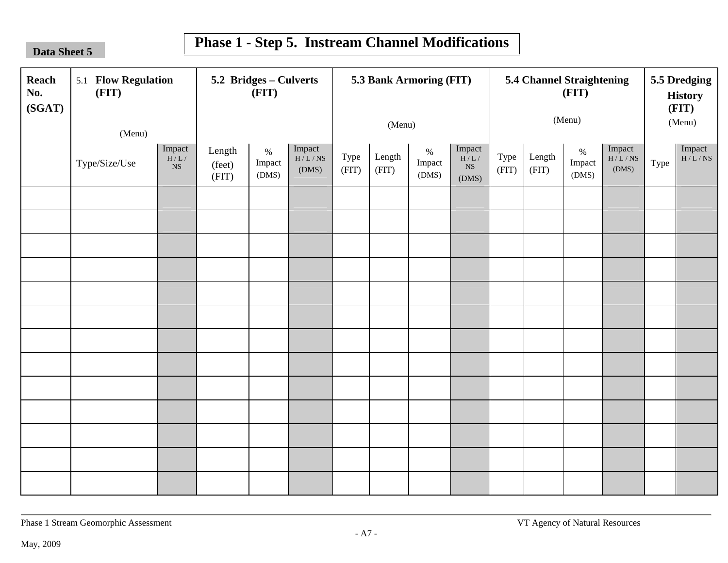**Data Sheet 5**

# Phase 1 - Step 5. Instream Channel Modifications

| Reach No. (SGAT) | 5.1 **Flow Regulation (FIT)** (Menu) | | **5.2 Bridges – Culverts (FIT)** | | | **5.3 Bank Armoring (FIT)** (Menu) | | | | **5.4 Channel Straightening (FIT)** (Menu) | | | | **5.5 Dredging History (FIT)** (Menu) | |
|---|---|---|---|---|---|---|---|---|---|---|---|---|---|---|---|
| | Type/Size/Use | Impact H / L / NS | Length (feet) (FIT) | % Impact (DMS) | Impact H / L / NS (DMS) | Type (FIT) | Length (FIT) | % Impact (DMS) | Impact H / L / NS (DMS) | Type (FIT) | Length (FIT) | % Impact (DMS) | Impact H / L / NS (DMS) | Type | Impact H / L / NS |
| | | | | | | | | | | | | | | | |
| | | | | | | | | | | | | | | | |
| | | | | | | | | | | | | | | | |
| | | | | | | | | | | | | | | | |
| | | | | | | | | | | | | | | | |
| | | | | | | | | | | | | | | | |
| | | | | | | | | | | | | | | | |
| | | | | | | | | | | | | | | | |
| | | | | | | | | | | | | | | | |
| | | | | | | | | | | | | | | | |
| | | | | | | | | | | | | | | | |
| | | | | | | | | | | | | | | | |
| | | | | | | | | | | | | | | | |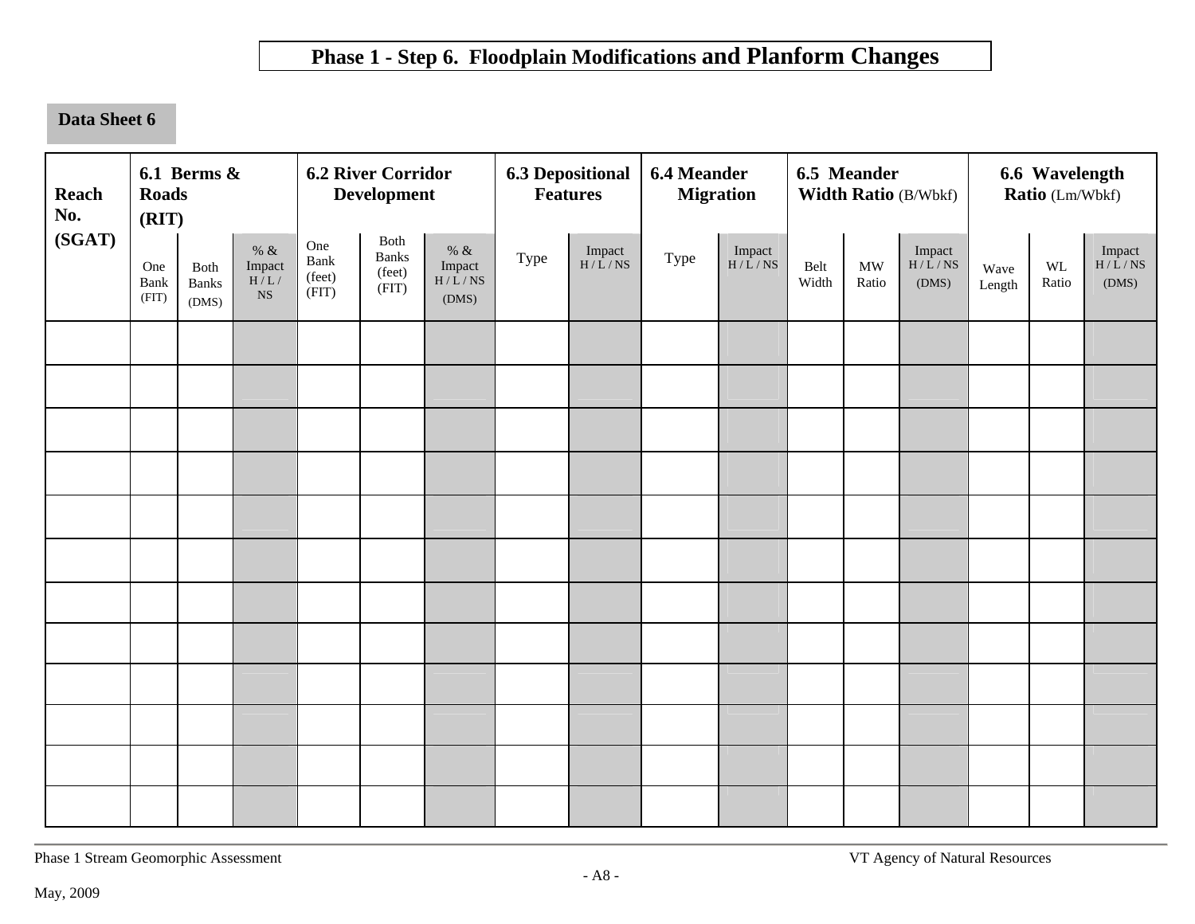# Phase 1 - Step 6. Floodplain Modifications and Planform Changes

**Data Sheet 6**

| Reach No. (SGAT) | 6.1 Berms & Roads (RIT) | | | 6.2 River Corridor Development | | | 6.3 Depositional Features | | 6.4 Meander Migration | | 6.5 Meander Width Ratio (B/Wbkf) | | | 6.6 Wavelength Ratio (Lm/Wbkf) | | |
|---|---|---|---|---|---|---|---|---|---|---|---|---|---|---|---|---|
| | One Bank (FIT) | Both Banks (DMS) | % & Impact H / L / NS | One Bank (feet) (FIT) | Both Banks (feet) (FIT) | % & Impact H / L / NS (DMS) | Type | Impact H / L / NS | Type | Impact H / L / NS | Belt Width | MW Ratio | Impact H / L / NS (DMS) | Wave Length | WL Ratio | Impact H / L / NS (DMS) |
| | | | | | | | | | | | | | | | | |
| | | | | | | | | | | | | | | | | |
| | | | | | | | | | | | | | | | | |
| | | | | | | | | | | | | | | | | |
| | | | | | | | | | | | | | | | | |
| | | | | | | | | | | | | | | | | |
| | | | | | | | | | | | | | | | | |
| | | | | | | | | | | | | | | | | |
| | | | | | | | | | | | | | | | | |
| | | | | | | | | | | | | | | | | |
| | | | | | | | | | | | | | | | | |
| | | | | | | | | | | | | | | | | |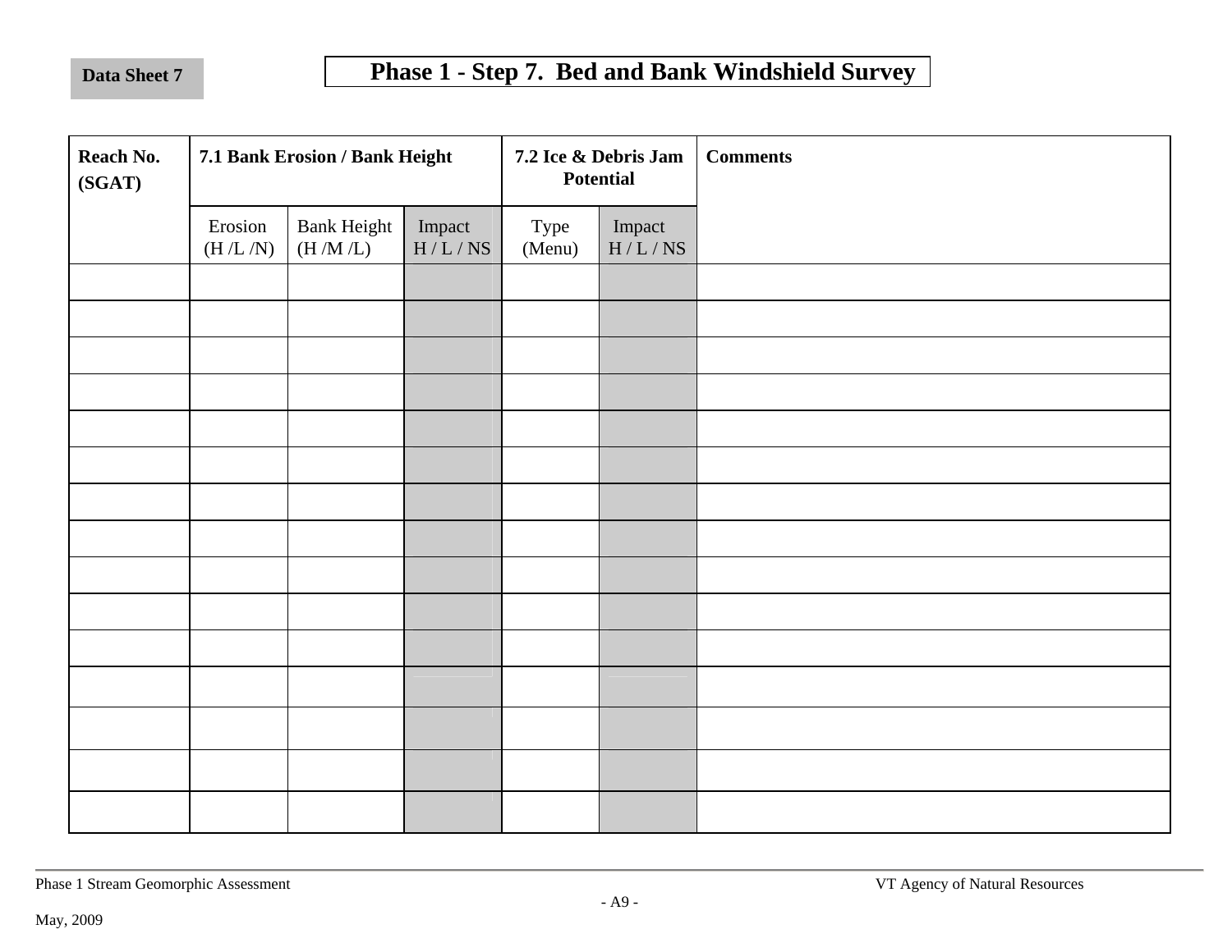Data Sheet 7

# Phase 1 - Step 7. Bed and Bank Windshield Survey

| Reach No. (SGAT) | 7.1 Bank Erosion / Bank Height | | | 7.2 Ice & Debris Jam Potential | | Comments |
|---|---|---|---|---|---|---|
| | Erosion (H /L /N) | Bank Height (H /M /L) | Impact H / L / NS | Type (Menu) | Impact H / L / NS | |
| | | | | | | |
| | | | | | | |
| | | | | | | |
| | | | | | | |
| | | | | | | |
| | | | | | | |
| | | | | | | |
| | | | | | | |
| | | | | | | |
| | | | | | | |
| | | | | | | |
| | | | | | | |
| | | | | | | |
| | | | | | | |
| | | | | | | |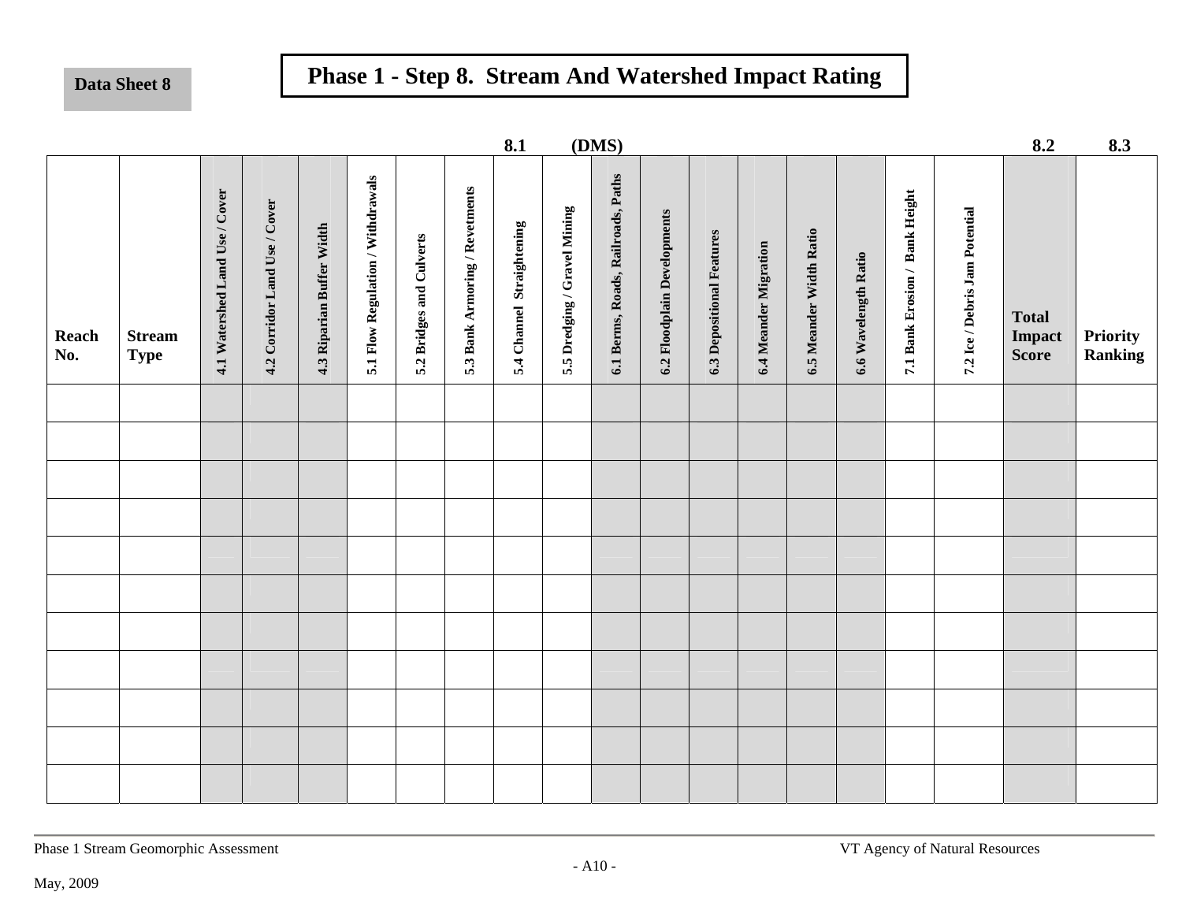**Data Sheet 8**

# Phase 1 - Step 8. Stream And Watershed Impact Rating

| | | | | | | | | 8.1 | (DMS) | | | | | | | | | 8.2 | 8.3 |
|---|---|---|---|---|---|---|---|---|---|---|---|---|---|---|---|---|---|---|---|
| Reach No. | Stream Type | 4.1 Watershed Land Use / Cover | 4.2 Corridor Land Use / Cover | 4.3 Riparian Buffer Width | 5.1 Flow Regulation / Withdrawals | 5.2 Bridges and Culverts | 5.3 Bank Armoring / Revetments | 5.4 Channel Straightening | 5.5 Dredging / Gravel Mining | 6.1 Berms, Roads, Railroads, Paths | 6.2 Floodplain Developments | 6.3 Depositional Features | 6.4 Meander Migration | 6.5 Meander Width Ratio | 6.6 Wavelength Ratio | 7.1 Bank Erosion / Bank Height | 7.2 Ice / Debris Jam Potential | Total Impact Score | Priority Ranking |
| | | | | | | | | | | | | | | | | | | | |
| | | | | | | | | | | | | | | | | | | | |
| | | | | | | | | | | | | | | | | | | | |
| | | | | | | | | | | | | | | | | | | | |
| | | | | | | | | | | | | | | | | | | | |
| | | | | | | | | | | | | | | | | | | | |
| | | | | | | | | | | | | | | | | | | | |
| | | | | | | | | | | | | | | | | | | | |
| | | | | | | | | | | | | | | | | | | | |
| | | | | | | | | | | | | | | | | | | | |
| | | | | | | | | | | | | | | | | | | | |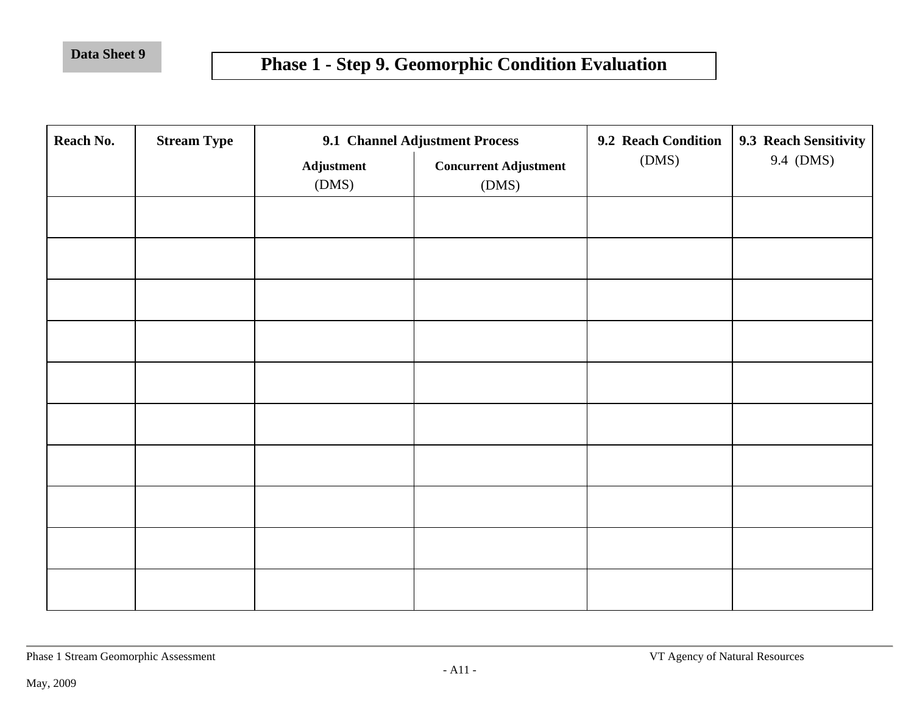Data Sheet 9

# Phase 1 - Step 9. Geomorphic Condition Evaluation

| Reach No. | Stream Type | 9.1 Channel Adjustment Process | | 9.2 Reach Condition (DMS) | 9.3 Reach Sensitivity 9.4 (DMS) |
|---|---|---|---|---|---|
| | | Adjustment (DMS) | Concurrent Adjustment (DMS) | | |
| | | | | | |
| | | | | | |
| | | | | | |
| | | | | | |
| | | | | | |
| | | | | | |
| | | | | | |
| | | | | | |
| | | | | | |
| | | | | | |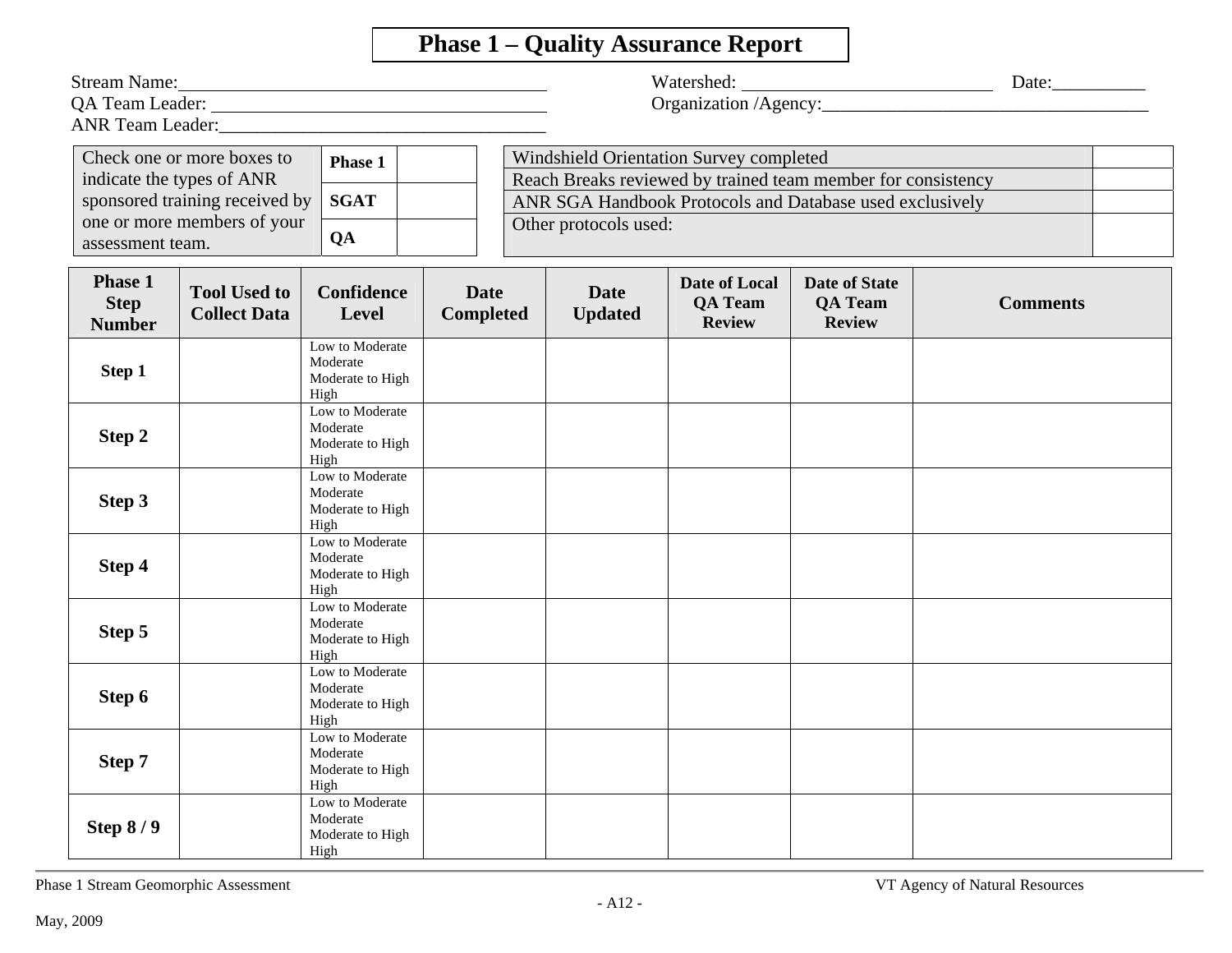# Phase 1 – Quality Assurance Report

Stream Name:_______________________________________ Watershed: __________________________ Date:__________

QA Team Leader: ___________________________________ Organization /Agency:___________________________________

ANR Team Leader:__________________________________

| Check one or more boxes to indicate the types of ANR sponsored training received by one or more members of your assessment team. | | |
|---|---|---|
| | Phase 1 | |
| | SGAT | |
| | QA | |

| | |
|---|---|
| Windshield Orientation Survey completed | |
| Reach Breaks reviewed by trained team member for consistency | |
| ANR SGA Handbook Protocols and Database used exclusively | |
| Other protocols used: | |

| Phase 1 Step Number | Tool Used to Collect Data | Confidence Level | Date Completed | Date Updated | Date of Local QA Team Review | Date of State QA Team Review | Comments |
|---|---|---|---|---|---|---|---|
| Step 1 | | Low to Moderate<br>Moderate<br>Moderate to High<br>High | | | | | |
| Step 2 | | Low to Moderate<br>Moderate<br>Moderate to High<br>High | | | | | |
| Step 3 | | Low to Moderate<br>Moderate<br>Moderate to High<br>High | | | | | |
| Step 4 | | Low to Moderate<br>Moderate<br>Moderate to High<br>High | | | | | |
| Step 5 | | Low to Moderate<br>Moderate<br>Moderate to High<br>High | | | | | |
| Step 6 | | Low to Moderate<br>Moderate<br>Moderate to High<br>High | | | | | |
| Step 7 | | Low to Moderate<br>Moderate<br>Moderate to High<br>High | | | | | |
| Step 8 / 9 | | Low to Moderate<br>Moderate<br>Moderate to High<br>High | | | | | |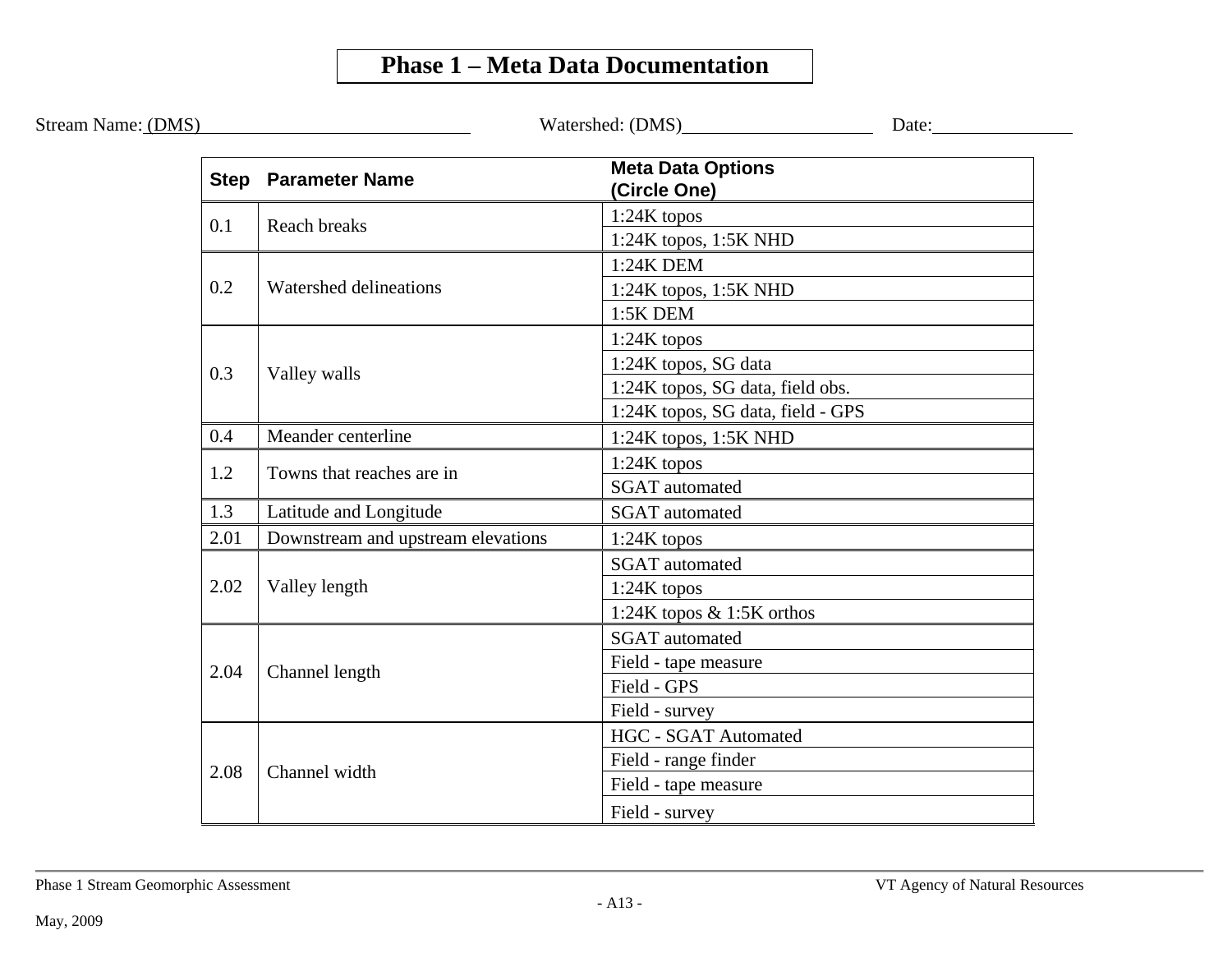# Phase 1 – Meta Data Documentation

Stream Name: (DMS)\_\_\_\_\_\_\_\_\_\_\_\_\_\_\_\_\_\_\_\_\_\_\_\_\_\_\_\_ Watershed: (DMS)\_\_\_\_\_\_\_\_\_\_\_\_\_\_\_\_\_\_\_\_ Date:\_\_\_\_\_\_\_\_\_\_\_\_\_\_\_

| Step | Parameter Name | Meta Data Options (Circle One) |
|---|---|---|
| 0.1 | Reach breaks | 1:24K topos |
| | | 1:24K topos, 1:5K NHD |
| 0.2 | Watershed delineations | 1:24K DEM |
| | | 1:24K topos, 1:5K NHD |
| | | 1:5K DEM |
| 0.3 | Valley walls | 1:24K topos |
| | | 1:24K topos, SG data |
| | | 1:24K topos, SG data, field obs. |
| | | 1:24K topos, SG data, field - GPS |
| 0.4 | Meander centerline | 1:24K topos, 1:5K NHD |
| 1.2 | Towns that reaches are in | 1:24K topos |
| | | SGAT automated |
| 1.3 | Latitude and Longitude | SGAT automated |
| 2.01 | Downstream and upstream elevations | 1:24K topos |
| 2.02 | Valley length | SGAT automated |
| | | 1:24K topos |
| | | 1:24K topos & 1:5K orthos |
| 2.04 | Channel length | SGAT automated |
| | | Field - tape measure |
| | | Field - GPS |
| | | Field - survey |
| 2.08 | Channel width | HGC - SGAT Automated |
| | | Field - range finder |
| | | Field - tape measure |
| | | Field - survey |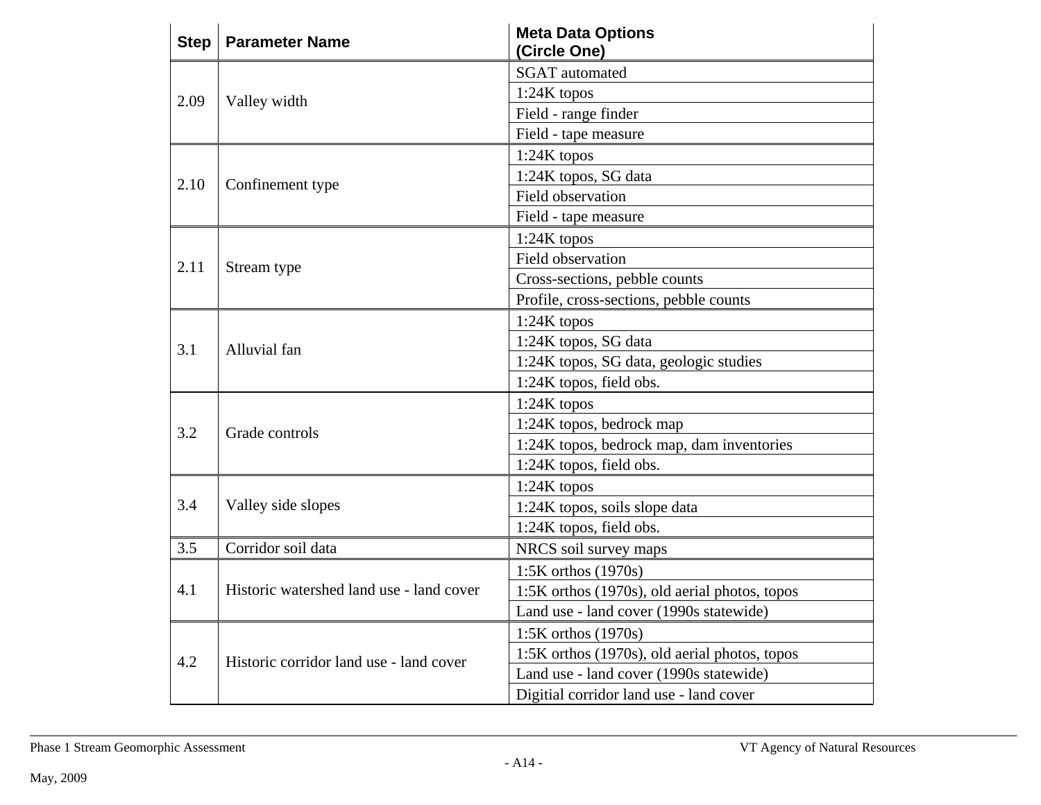| Step | Parameter Name | Meta Data Options (Circle One) |
|---|---|---|
| 2.09 | Valley width | SGAT automated |
| | | 1:24K topos |
| | | Field - range finder |
| | | Field - tape measure |
| 2.10 | Confinement type | 1:24K topos |
| | | 1:24K topos, SG data |
| | | Field observation |
| | | Field - tape measure |
| 2.11 | Stream type | 1:24K topos |
| | | Field observation |
| | | Cross-sections, pebble counts |
| | | Profile, cross-sections, pebble counts |
| 3.1 | Alluvial fan | 1:24K topos |
| | | 1:24K topos, SG data |
| | | 1:24K topos, SG data, geologic studies |
| | | 1:24K topos, field obs. |
| 3.2 | Grade controls | 1:24K topos |
| | | 1:24K topos, bedrock map |
| | | 1:24K topos, bedrock map, dam inventories |
| | | 1:24K topos, field obs. |
| 3.4 | Valley side slopes | 1:24K topos |
| | | 1:24K topos, soils slope data |
| | | 1:24K topos, field obs. |
| 3.5 | Corridor soil data | NRCS soil survey maps |
| 4.1 | Historic watershed land use - land cover | 1:5K orthos (1970s) |
| | | 1:5K orthos (1970s), old aerial photos, topos |
| | | Land use - land cover (1990s statewide) |
| 4.2 | Historic corridor land use - land cover | 1:5K orthos (1970s) |
| | | 1:5K orthos (1970s), old aerial photos, topos |
| | | Land use - land cover (1990s statewide) |
| | | Digitial corridor land use - land cover |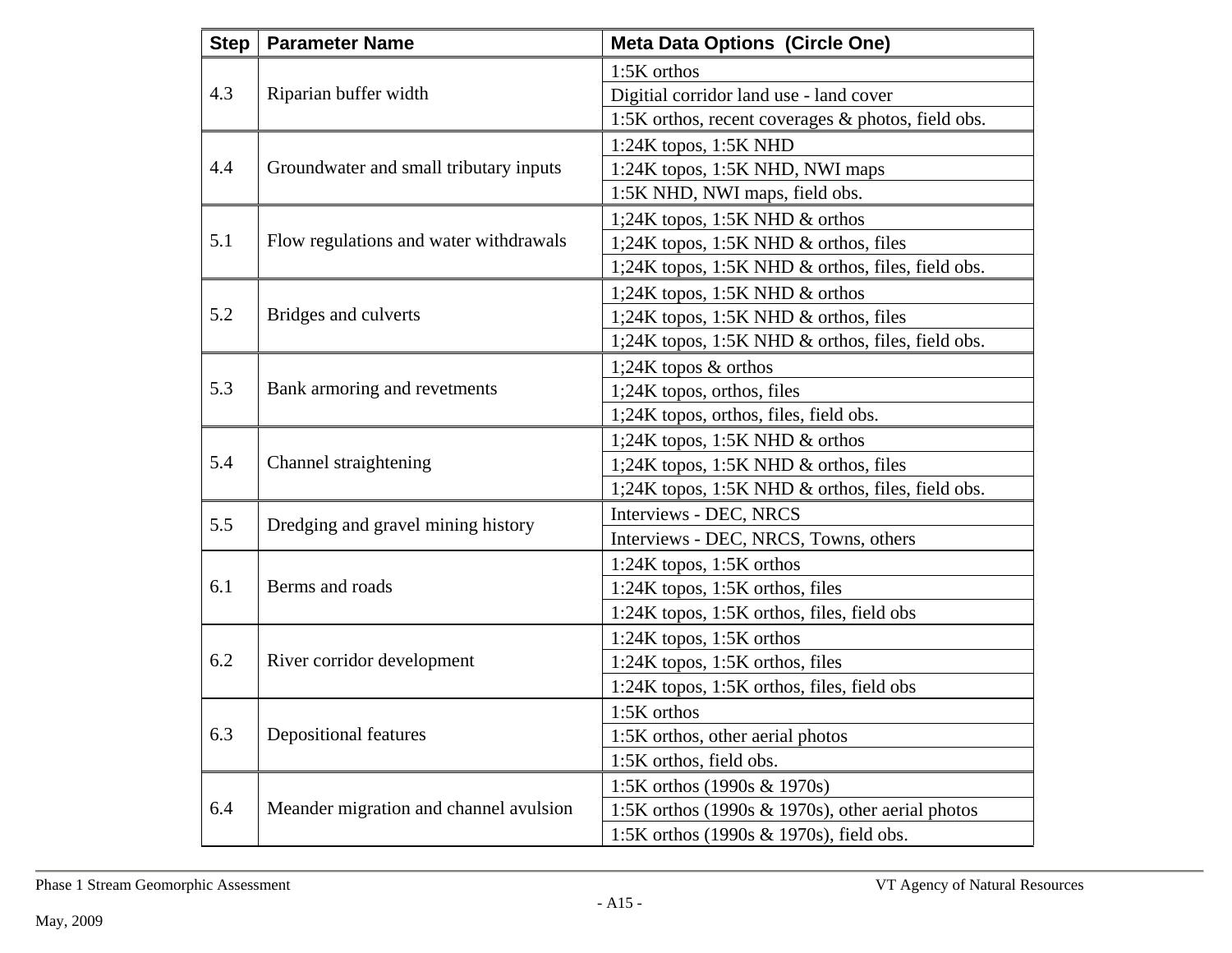| Step | Parameter Name | Meta Data Options (Circle One) |
|---|---|---|
| 4.3 | Riparian buffer width | 1:5K orthos |
| | | Digitial corridor land use - land cover |
| | | 1:5K orthos, recent coverages & photos, field obs. |
| 4.4 | Groundwater and small tributary inputs | 1:24K topos, 1:5K NHD |
| | | 1:24K topos, 1:5K NHD, NWI maps |
| | | 1:5K NHD, NWI maps, field obs. |
| 5.1 | Flow regulations and water withdrawals | 1;24K topos, 1:5K NHD & orthos |
| | | 1;24K topos, 1:5K NHD & orthos, files |
| | | 1;24K topos, 1:5K NHD & orthos, files, field obs. |
| 5.2 | Bridges and culverts | 1;24K topos, 1:5K NHD & orthos |
| | | 1;24K topos, 1:5K NHD & orthos, files |
| | | 1;24K topos, 1:5K NHD & orthos, files, field obs. |
| 5.3 | Bank armoring and revetments | 1;24K topos & orthos |
| | | 1;24K topos, orthos, files |
| | | 1;24K topos, orthos, files, field obs. |
| 5.4 | Channel straightening | 1;24K topos, 1:5K NHD & orthos |
| | | 1;24K topos, 1:5K NHD & orthos, files |
| | | 1;24K topos, 1:5K NHD & orthos, files, field obs. |
| 5.5 | Dredging and gravel mining history | Interviews - DEC, NRCS |
| | | Interviews - DEC, NRCS, Towns, others |
| 6.1 | Berms and roads | 1:24K topos, 1:5K orthos |
| | | 1:24K topos, 1:5K orthos, files |
| | | 1:24K topos, 1:5K orthos, files, field obs |
| 6.2 | River corridor development | 1:24K topos, 1:5K orthos |
| | | 1:24K topos, 1:5K orthos, files |
| | | 1:24K topos, 1:5K orthos, files, field obs |
| 6.3 | Depositional features | 1:5K orthos |
| | | 1:5K orthos, other aerial photos |
| | | 1:5K orthos, field obs. |
| 6.4 | Meander migration and channel avulsion | 1:5K orthos (1990s & 1970s) |
| | | 1:5K orthos (1990s & 1970s), other aerial photos |
| | | 1:5K orthos (1990s & 1970s), field obs. |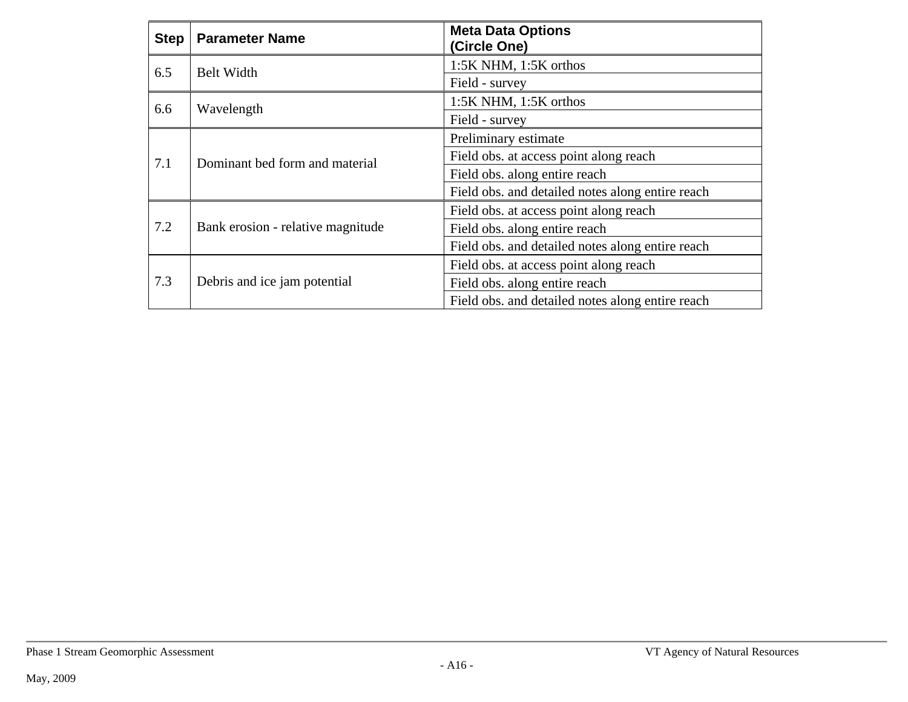| Step | Parameter Name | Meta Data Options (Circle One) |
|---|---|---|
| 6.5 | Belt Width | 1:5K NHM, 1:5K orthos |
| | | Field - survey |
| 6.6 | Wavelength | 1:5K NHM, 1:5K orthos |
| | | Field - survey |
| 7.1 | Dominant bed form and material | Preliminary estimate |
| | | Field obs. at access point along reach |
| | | Field obs. along entire reach |
| | | Field obs. and detailed notes along entire reach |
| 7.2 | Bank erosion - relative magnitude | Field obs. at access point along reach |
| | | Field obs. along entire reach |
| | | Field obs. and detailed notes along entire reach |
| 7.3 | Debris and ice jam potential | Field obs. at access point along reach |
| | | Field obs. along entire reach |
| | | Field obs. and detailed notes along entire reach |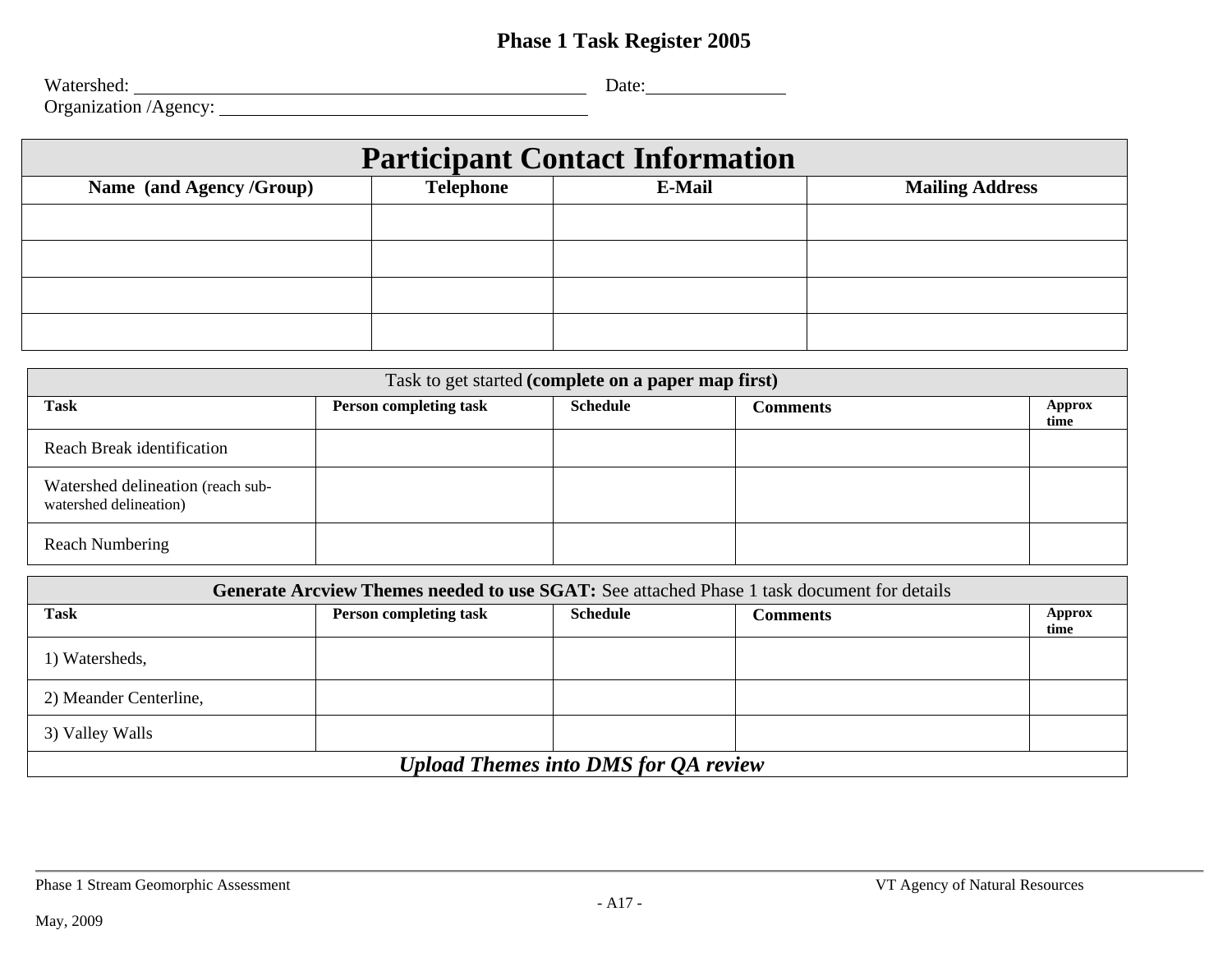# Phase 1 Task Register 2005

Watershed: ______________________________ Date: __________

Organization /Agency: ______________________________

| Participant Contact Information | | | |
|---|---|---|---|
| **Name (and Agency /Group)** | **Telephone** | **E-Mail** | **Mailing Address** |
| | | | |
| | | | |
| | | | |
| | | | |

| Task to get started **(complete on a paper map first)** | | | | |
|---|---|---|---|---|
| **Task** | **Person completing task** | **Schedule** | **Comments** | **Approx time** |
| Reach Break identification | | | | |
| Watershed delineation (reach sub-watershed delineation) | | | | |
| Reach Numbering | | | | |

| **Generate Arcview Themes needed to use SGAT:** See attached Phase 1 task document for details | | | | |
|---|---|---|---|---|
| **Task** | **Person completing task** | **Schedule** | **Comments** | **Approx time** |
| 1) Watersheds, | | | | |
| 2) Meander Centerline, | | | | |
| 3) Valley Walls | | | | |
| ***Upload Themes into DMS for QA review*** | | | | |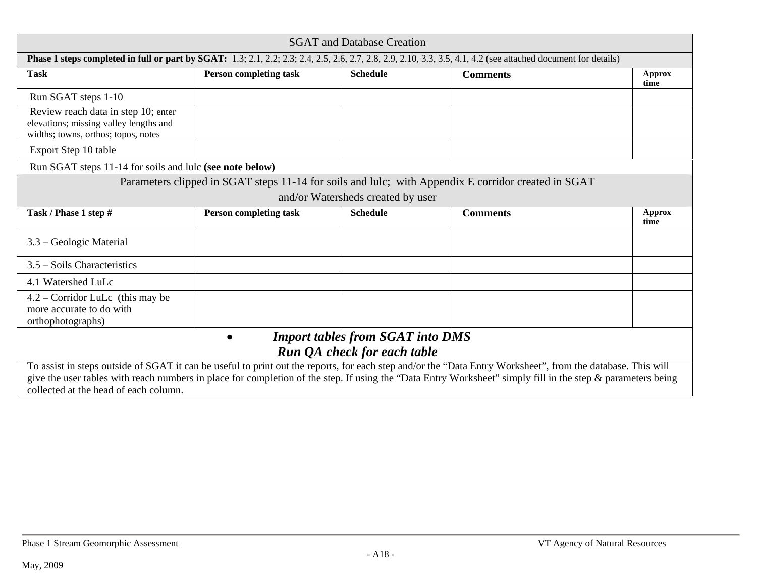| SGAT and Database Creation | | | | |
|---|---|---|---|---|
| **Phase 1 steps completed in full or part by SGAT:** 1.3; 2.1, 2.2; 2.3; 2.4, 2.5, 2.6, 2.7, 2.8, 2.9, 2.10, 3.3, 3.5, 4.1, 4.2 (see attached document for details) | | | | |
| **Task** | **Person completing task** | **Schedule** | **Comments** | **Approx time** |
| Run SGAT steps 1-10 | | | | |
| Review reach data in step 10; enter elevations; missing valley lengths and widths; towns, orthos; topos, notes | | | | |
| Export Step 10 table | | | | |
| Run SGAT steps 11-14 for soils and lulc **(see note below)** | | | | |

| Parameters clipped in SGAT steps 11-14 for soils and lulc; with Appendix E corridor created in SGAT and/or Watersheds created by user | | | | |
|---|---|---|---|---|
| **Task / Phase 1 step #** | **Person completing task** | **Schedule** | **Comments** | **Approx time** |
| 3.3 – Geologic Material | | | | |
| 3.5 – Soils Characteristics | | | | |
| 4.1 Watershed LuLc | | | | |
| 4.2 – Corridor LuLc (this may be more accurate to do with orthophotographs) | | | | |

- ***Import tables from SGAT into DMS***
  ***Run QA check for each table***

To assist in steps outside of SGAT it can be useful to print out the reports, for each step and/or the "Data Entry Worksheet", from the database. This will give the user tables with reach numbers in place for completion of the step. If using the "Data Entry Worksheet" simply fill in the step & parameters being collected at the head of each column.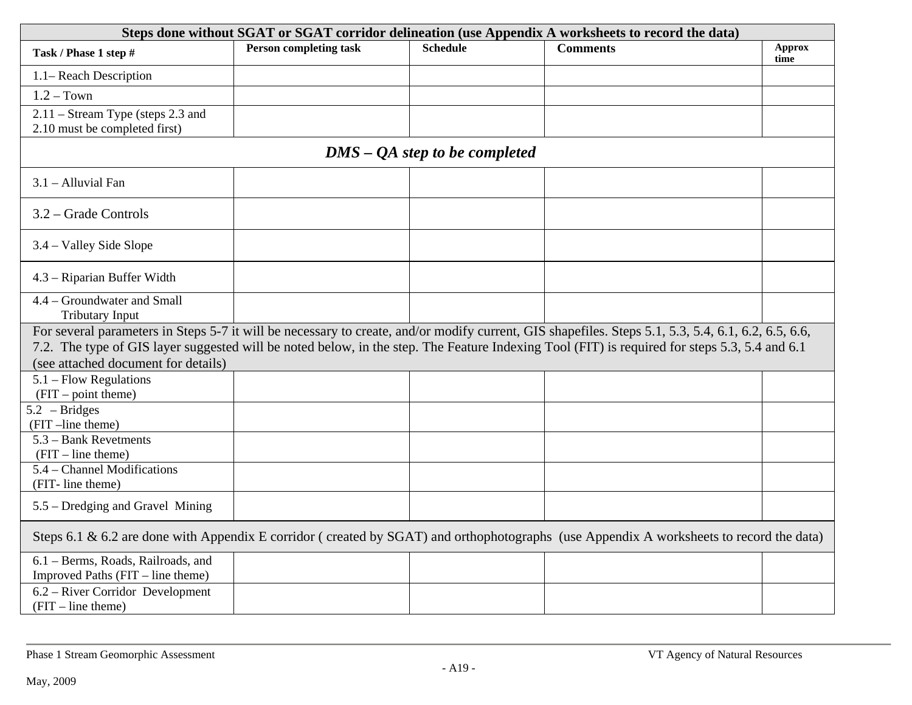| **Steps done without SGAT or SGAT corridor delineation (use Appendix A worksheets to record the data)** | | | | |
|---|---|---|---|---|
| **Task / Phase 1 step #** | **Person completing task** | **Schedule** | **Comments** | **Approx time** |
| 1.1– Reach Description | | | | |
| 1.2 – Town | | | | |
| 2.11 – Stream Type (steps 2.3 and 2.10 must be completed first) | | | | |
| ***DMS – QA step to be completed*** | | | | |
| 3.1 – Alluvial Fan | | | | |
| 3.2 – Grade Controls | | | | |
| 3.4 – Valley Side Slope | | | | |
| 4.3 – Riparian Buffer Width | | | | |
| 4.4 – Groundwater and Small Tributary Input | | | | |
| For several parameters in Steps 5-7 it will be necessary to create, and/or modify current, GIS shapefiles. Steps 5.1, 5.3, 5.4, 6.1, 6.2, 6.5, 6.6, 7.2. The type of GIS layer suggested will be noted below, in the step. The Feature Indexing Tool (FIT) is required for steps 5.3, 5.4 and 6.1 (see attached document for details) | | | | |
| 5.1 – Flow Regulations (FIT – point theme) | | | | |
| 5.2 – Bridges (FIT –line theme) | | | | |
| 5.3 – Bank Revetments (FIT – line theme) | | | | |
| 5.4 – Channel Modifications (FIT- line theme) | | | | |
| 5.5 – Dredging and Gravel Mining | | | | |
| Steps 6.1 & 6.2 are done with Appendix E corridor ( created by SGAT) and orthophotographs (use Appendix A worksheets to record the data) | | | | |
| 6.1 – Berms, Roads, Railroads, and Improved Paths (FIT – line theme) | | | | |
| 6.2 – River Corridor Development (FIT – line theme) | | | | |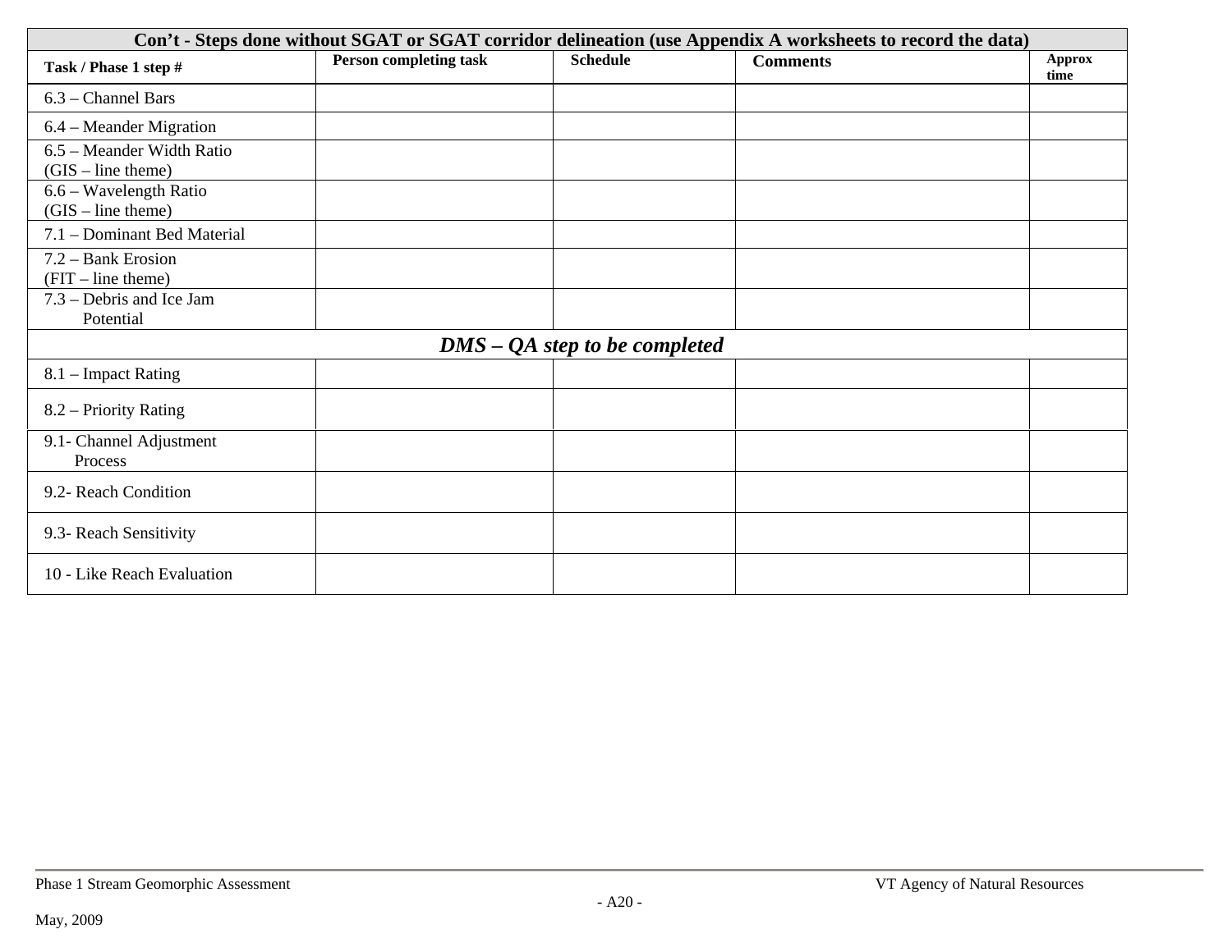| Con't - Steps done without SGAT or SGAT corridor delineation (use Appendix A worksheets to record the data) | | | | |
|---|---|---|---|---|
| **Task / Phase 1 step #** | **Person completing task** | **Schedule** | **Comments** | **Approx time** |
| 6.3 – Channel Bars | | | | |
| 6.4 – Meander Migration | | | | |
| 6.5 – Meander Width Ratio (GIS – line theme) | | | | |
| 6.6 – Wavelength Ratio (GIS – line theme) | | | | |
| 7.1 – Dominant Bed Material | | | | |
| 7.2 – Bank Erosion (FIT – line theme) | | | | |
| 7.3 – Debris and Ice Jam Potential | | | | |
| ***DMS – QA step to be completed*** | | | | |
| 8.1 – Impact Rating | | | | |
| 8.2 – Priority Rating | | | | |
| 9.1- Channel Adjustment Process | | | | |
| 9.2- Reach Condition | | | | |
| 9.3- Reach Sensitivity | | | | |
| 10 - Like Reach Evaluation | | | | |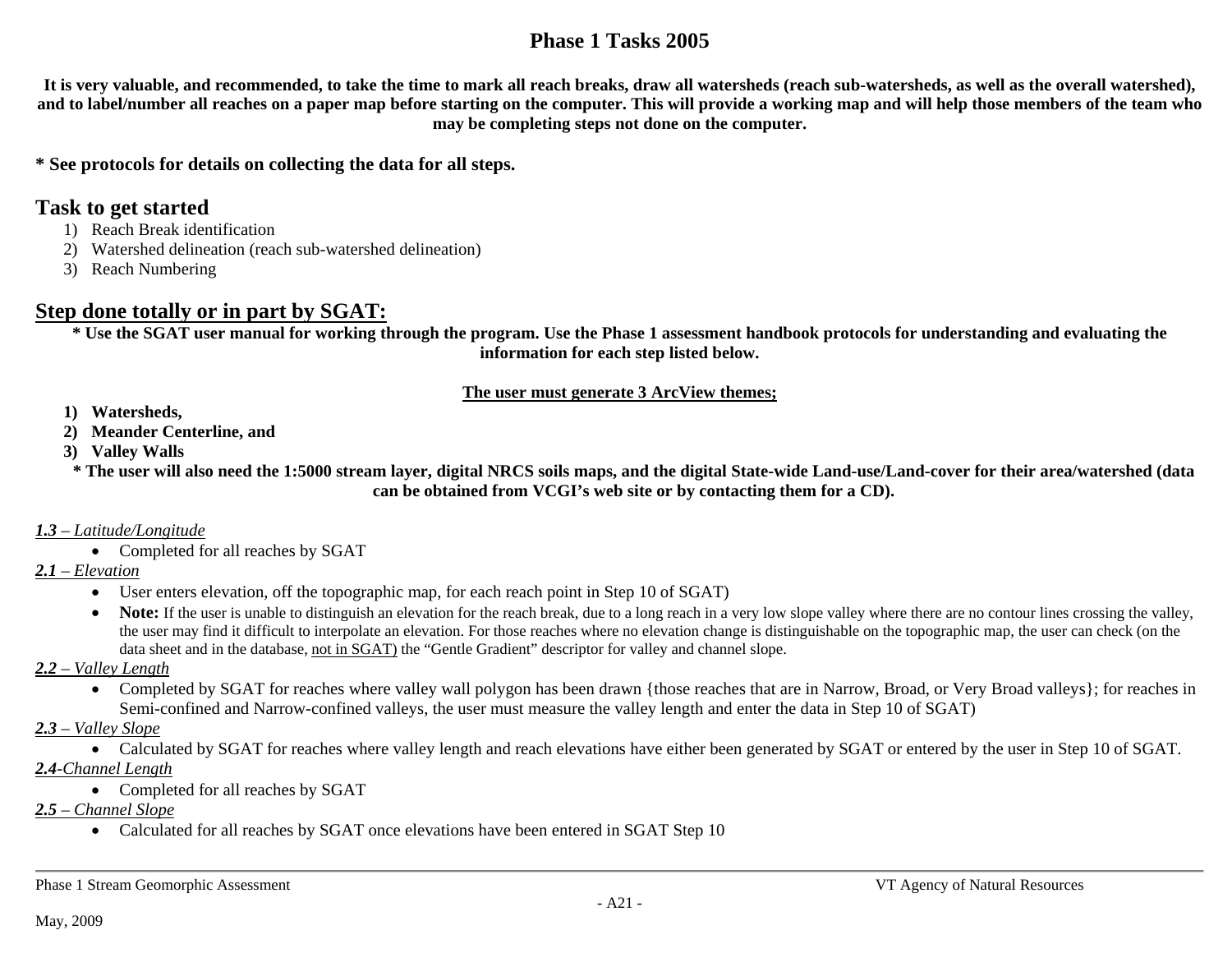# Phase 1 Tasks 2005

**It is very valuable, and recommended, to take the time to mark all reach breaks, draw all watersheds (reach sub-watersheds, as well as the overall watershed), and to label/number all reaches on a paper map before starting on the computer. This will provide a working map and will help those members of the team who may be completing steps not done on the computer.**

**\* See protocols for details on collecting the data for all steps.**

## Task to get started

1) Reach Break identification
2) Watershed delineation (reach sub-watershed delineation)
3) Reach Numbering

## Step done totally or in part by SGAT:

**\* Use the SGAT user manual for working through the program. Use the Phase 1 assessment handbook protocols for understanding and evaluating the information for each step listed below.**

**The user must generate 3 ArcView themes;**

1) **Watersheds,**
2) **Meander Centerline, and**
3) **Valley Walls**

**\* The user will also need the 1:5000 stream layer, digital NRCS soils maps, and the digital State-wide Land-use/Land-cover for their area/watershed (data can be obtained from VCGI's web site or by contacting them for a CD).**

***1.3** – Latitude/Longitude*

- Completed for all reaches by SGAT

***2.1** – Elevation*

- User enters elevation, off the topographic map, for each reach point in Step 10 of SGAT)
- **Note:** If the user is unable to distinguish an elevation for the reach break, due to a long reach in a very low slope valley where there are no contour lines crossing the valley, the user may find it difficult to interpolate an elevation. For those reaches where no elevation change is distinguishable on the topographic map, the user can check (on the data sheet and in the database, not in SGAT) the "Gentle Gradient" descriptor for valley and channel slope.

***2.2** – Valley Length*

- Completed by SGAT for reaches where valley wall polygon has been drawn {those reaches that are in Narrow, Broad, or Very Broad valleys}; for reaches in Semi-confined and Narrow-confined valleys, the user must measure the valley length and enter the data in Step 10 of SGAT)

***2.3** – Valley Slope*

- Calculated by SGAT for reaches where valley length and reach elevations have either been generated by SGAT or entered by the user in Step 10 of SGAT.

***2.4**-Channel Length*

- Completed for all reaches by SGAT

***2.5** – Channel Slope*

- Calculated for all reaches by SGAT once elevations have been entered in SGAT Step 10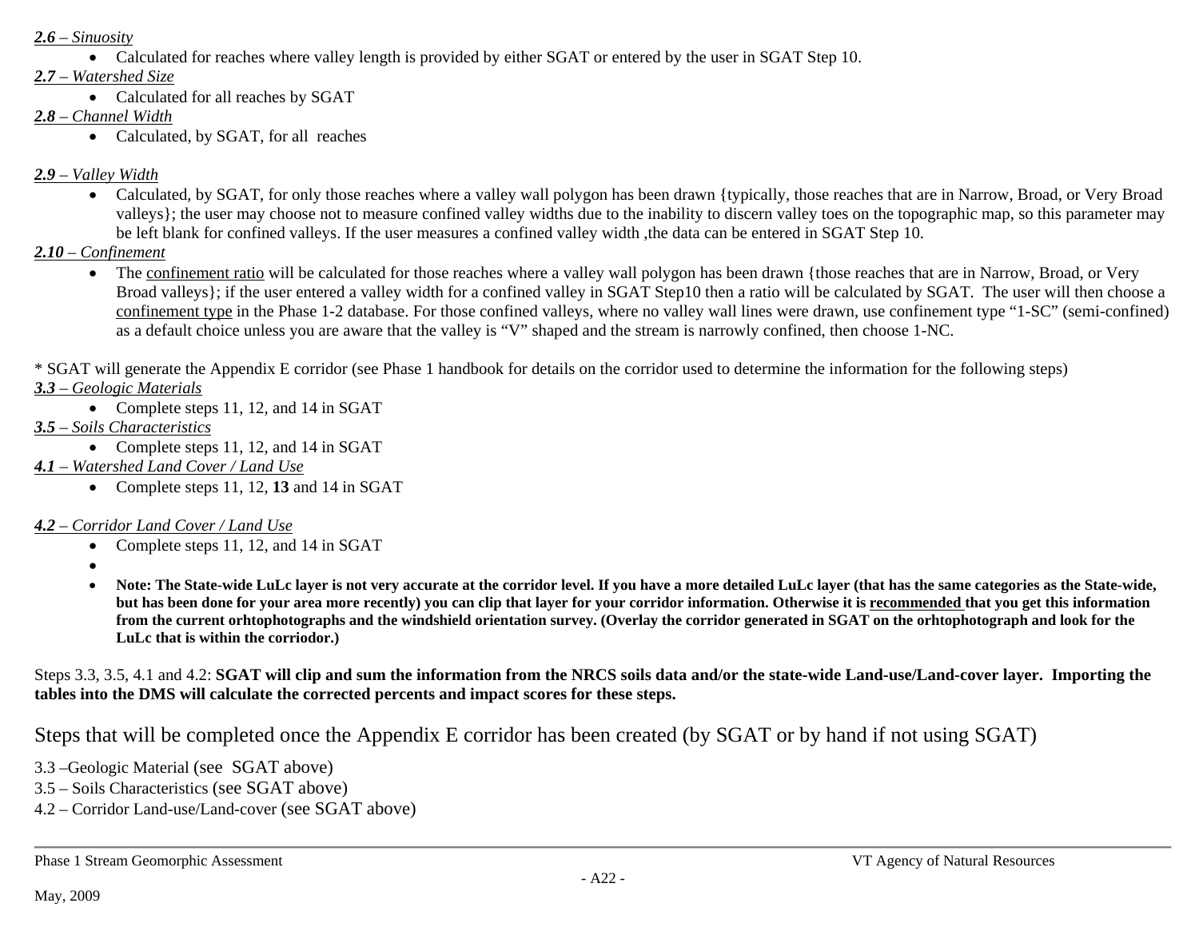***2.6** – Sinuosity*

- Calculated for reaches where valley length is provided by either SGAT or entered by the user in SGAT Step 10.

***2.7** – Watershed Size*

- Calculated for all reaches by SGAT

***2.8** – Channel Width*

- Calculated, by SGAT, for all reaches

***2.9** – Valley Width*

- Calculated, by SGAT, for only those reaches where a valley wall polygon has been drawn {typically, those reaches that are in Narrow, Broad, or Very Broad valleys}; the user may choose not to measure confined valley widths due to the inability to discern valley toes on the topographic map, so this parameter may be left blank for confined valleys. If the user measures a confined valley width ,the data can be entered in SGAT Step 10.

***2.10** – Confinement*

- The confinement ratio will be calculated for those reaches where a valley wall polygon has been drawn {those reaches that are in Narrow, Broad, or Very Broad valleys}; if the user entered a valley width for a confined valley in SGAT Step10 then a ratio will be calculated by SGAT. The user will then choose a confinement type in the Phase 1-2 database. For those confined valleys, where no valley wall lines were drawn, use confinement type "1-SC" (semi-confined) as a default choice unless you are aware that the valley is "V" shaped and the stream is narrowly confined, then choose 1-NC.

* SGAT will generate the Appendix E corridor (see Phase 1 handbook for details on the corridor used to determine the information for the following steps)

***3.3** – Geologic Materials*

- Complete steps 11, 12, and 14 in SGAT

***3.5** – Soils Characteristics*

- Complete steps 11, 12, and 14 in SGAT

***4.1** – Watershed Land Cover / Land Use*

- Complete steps 11, 12, **13** and 14 in SGAT

***4.2** – Corridor Land Cover / Land Use*

- Complete steps 11, 12, and 14 in SGAT
- 
- **Note: The State-wide LuLc layer is not very accurate at the corridor level. If you have a more detailed LuLc layer (that has the same categories as the State-wide, but has been done for your area more recently) you can clip that layer for your corridor information. Otherwise it is recommended that you get this information from the current orhtophotographs and the windshield orientation survey. (Overlay the corridor generated in SGAT on the orhtophotograph and look for the LuLc that is within the corriodor.)**

Steps 3.3, 3.5, 4.1 and 4.2: **SGAT will clip and sum the information from the NRCS soils data and/or the state-wide Land-use/Land-cover layer. Importing the tables into the DMS will calculate the corrected percents and impact scores for these steps.**

## Steps that will be completed once the Appendix E corridor has been created (by SGAT or by hand if not using SGAT)

3.3 –Geologic Material (see SGAT above)

3.5 – Soils Characteristics (see SGAT above)

4.2 – Corridor Land-use/Land-cover (see SGAT above)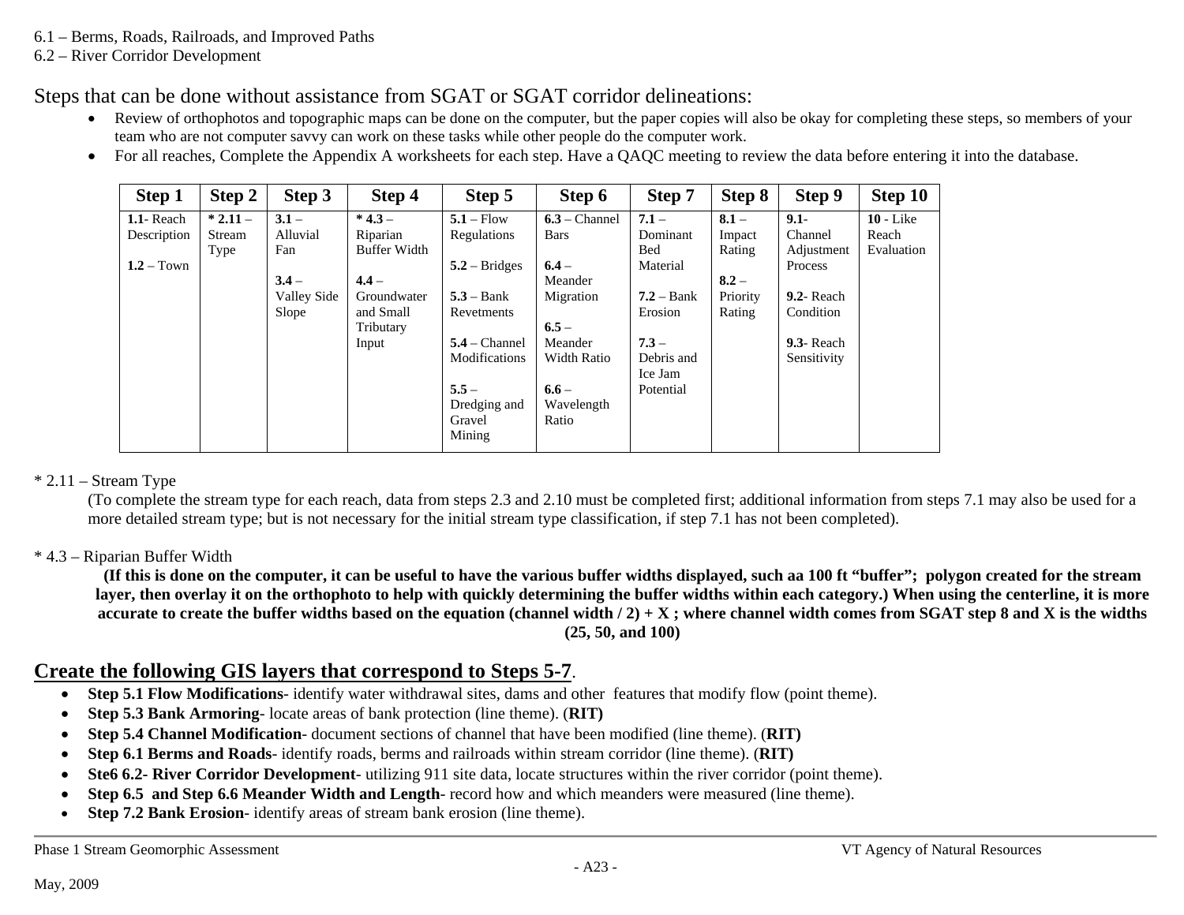6.1 – Berms, Roads, Railroads, and Improved Paths
6.2 – River Corridor Development

Steps that can be done without assistance from SGAT or SGAT corridor delineations:

- Review of orthophotos and topographic maps can be done on the computer, but the paper copies will also be okay for completing these steps, so members of your team who are not computer savvy can work on these tasks while other people do the computer work.
- For all reaches, Complete the Appendix A worksheets for each step. Have a QAQC meeting to review the data before entering it into the database.

| Step 1 | Step 2 | Step 3 | Step 4 | Step 5 | Step 6 | Step 7 | Step 8 | Step 9 | Step 10 |
|---|---|---|---|---|---|---|---|---|---|
| **1.1**- Reach Description<br><br>**1.2** – Town | *** 2.11** – Stream Type | **3.1** – Alluvial Fan<br><br>**3.4** – Valley Side Slope | *** 4.3** – Riparian Buffer Width<br><br>**4.4** – Groundwater and Small Tributary Input | **5.1** – Flow Regulations<br><br>**5.2** – Bridges<br><br>**5.3** – Bank Revetments<br><br>**5.4** – Channel Modifications<br><br>**5.5** – Dredging and Gravel Mining | **6.3** – Channel Bars<br><br>**6.4** – Meander Migration<br><br>**6.5** – Meander Width Ratio<br><br>**6.6** – Wavelength Ratio | **7.1** – Dominant Bed Material<br><br>**7.2** – Bank Erosion<br><br>**7.3** – Debris and Ice Jam Potential | **8.1** – Impact Rating<br><br>**8.2** – Priority Rating | **9.1**- Channel Adjustment Process<br><br>**9.2**- Reach Condition<br><br>**9.3**- Reach Sensitivity | **10** - Like Reach Evaluation |

\* 2.11 – Stream Type

(To complete the stream type for each reach, data from steps 2.3 and 2.10 must be completed first; additional information from steps 7.1 may also be used for a more detailed stream type; but is not necessary for the initial stream type classification, if step 7.1 has not been completed).

\* 4.3 – Riparian Buffer Width

**(If this is done on the computer, it can be useful to have the various buffer widths displayed, such aa 100 ft "buffer"; polygon created for the stream layer, then overlay it on the orthophoto to help with quickly determining the buffer widths within each category.) When using the centerline, it is more accurate to create the buffer widths based on the equation (channel width / 2) + X ; where channel width comes from SGAT step 8 and X is the widths (25, 50, and 100)**

## Create the following GIS layers that correspond to Steps 5-7.

- **Step 5.1 Flow Modifications**- identify water withdrawal sites, dams and other features that modify flow (point theme).
- **Step 5.3 Bank Armoring**- locate areas of bank protection (line theme). (**RIT)**
- **Step 5.4 Channel Modification**- document sections of channel that have been modified (line theme). (**RIT)**
- **Step 6.1 Berms and Roads**- identify roads, berms and railroads within stream corridor (line theme). (**RIT)**
- **Ste6 6.2- River Corridor Development**- utilizing 911 site data, locate structures within the river corridor (point theme).
- **Step 6.5 and Step 6.6 Meander Width and Length**- record how and which meanders were measured (line theme).
- **Step 7.2 Bank Erosion**- identify areas of stream bank erosion (line theme).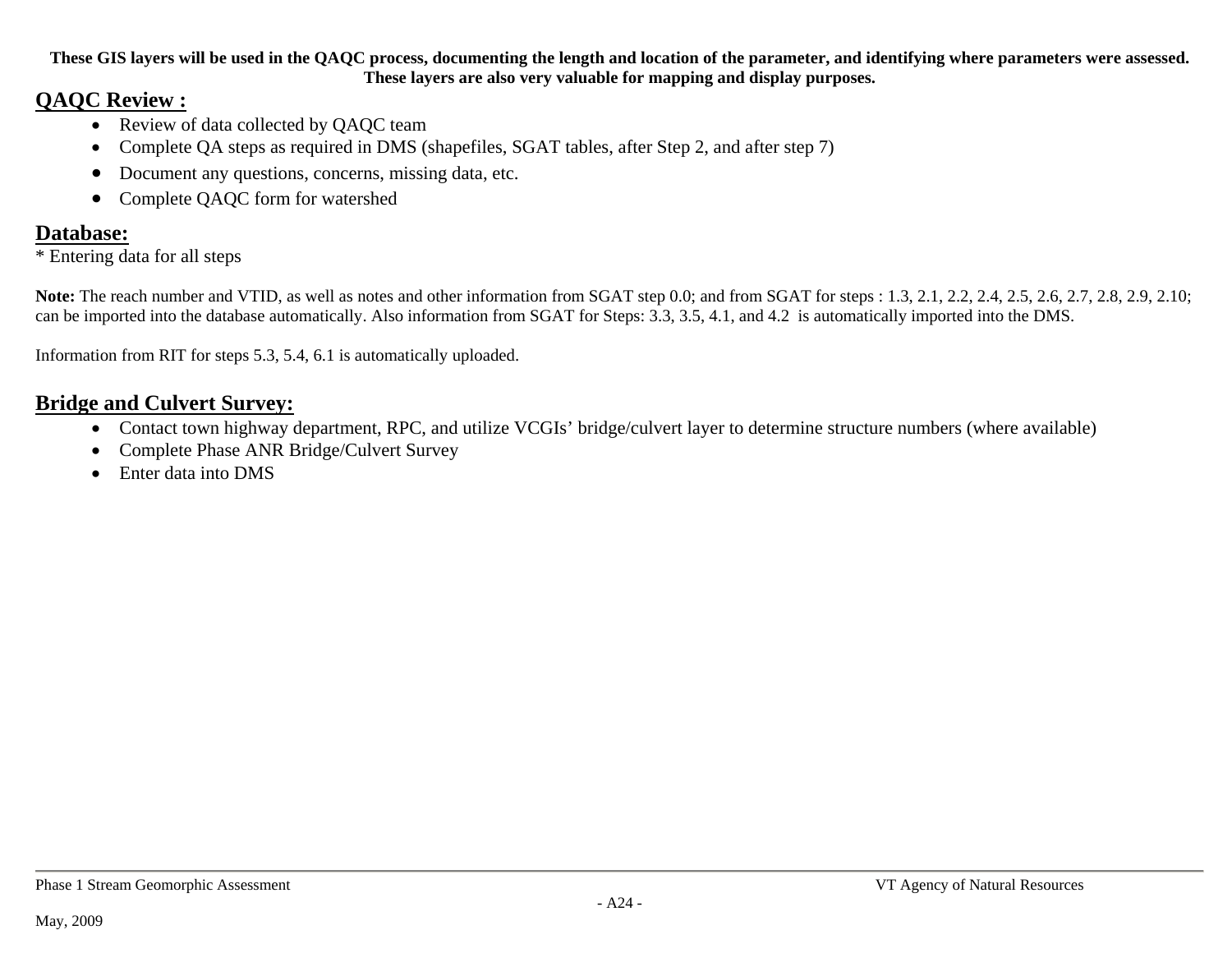**These GIS layers will be used in the QAQC process, documenting the length and location of the parameter, and identifying where parameters were assessed. These layers are also very valuable for mapping and display purposes.**

## QAQC Review :

- Review of data collected by QAQC team
- Complete QA steps as required in DMS (shapefiles, SGAT tables, after Step 2, and after step 7)
- Document any questions, concerns, missing data, etc.
- Complete QAQC form for watershed

## Database:

* Entering data for all steps

**Note:** The reach number and VTID, as well as notes and other information from SGAT step 0.0; and from SGAT for steps : 1.3, 2.1, 2.2, 2.4, 2.5, 2.6, 2.7, 2.8, 2.9, 2.10; can be imported into the database automatically. Also information from SGAT for Steps: 3.3, 3.5, 4.1, and 4.2 is automatically imported into the DMS.

Information from RIT for steps 5.3, 5.4, 6.1 is automatically uploaded.

## Bridge and Culvert Survey:

- Contact town highway department, RPC, and utilize VCGIs' bridge/culvert layer to determine structure numbers (where available)
- Complete Phase ANR Bridge/Culvert Survey
- Enter data into DMS